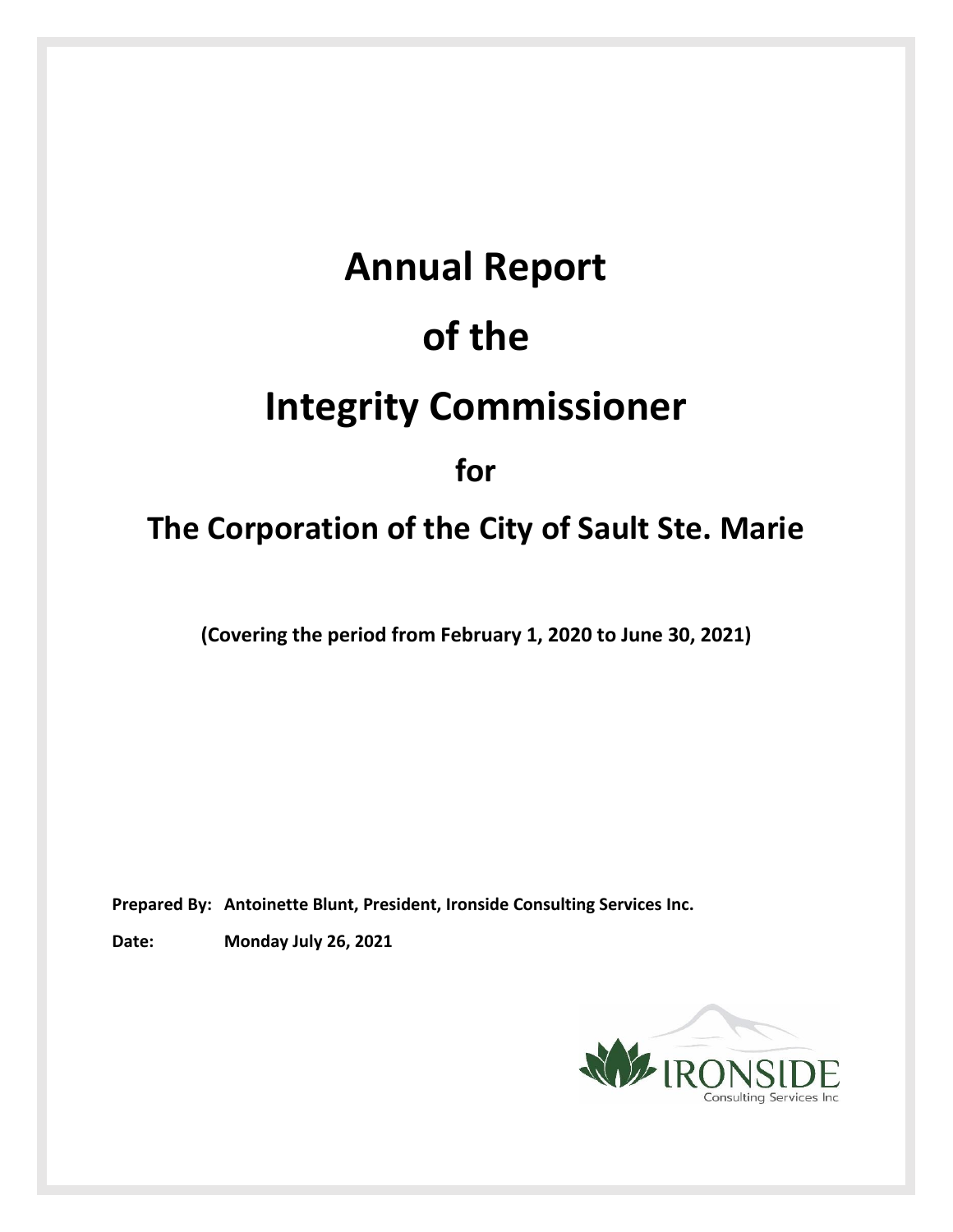# Annual Report

# of the

# Integrity Commissioner

## for

## The Corporation of the City of Sault Ste. Marie

**(Covering the period from February 1, 2020 to June 30, 2021)**

**Prepared By: Antoinette Blunt, President, Ironside Consulting Services Inc.**

**Date: Monday July 26, 2021**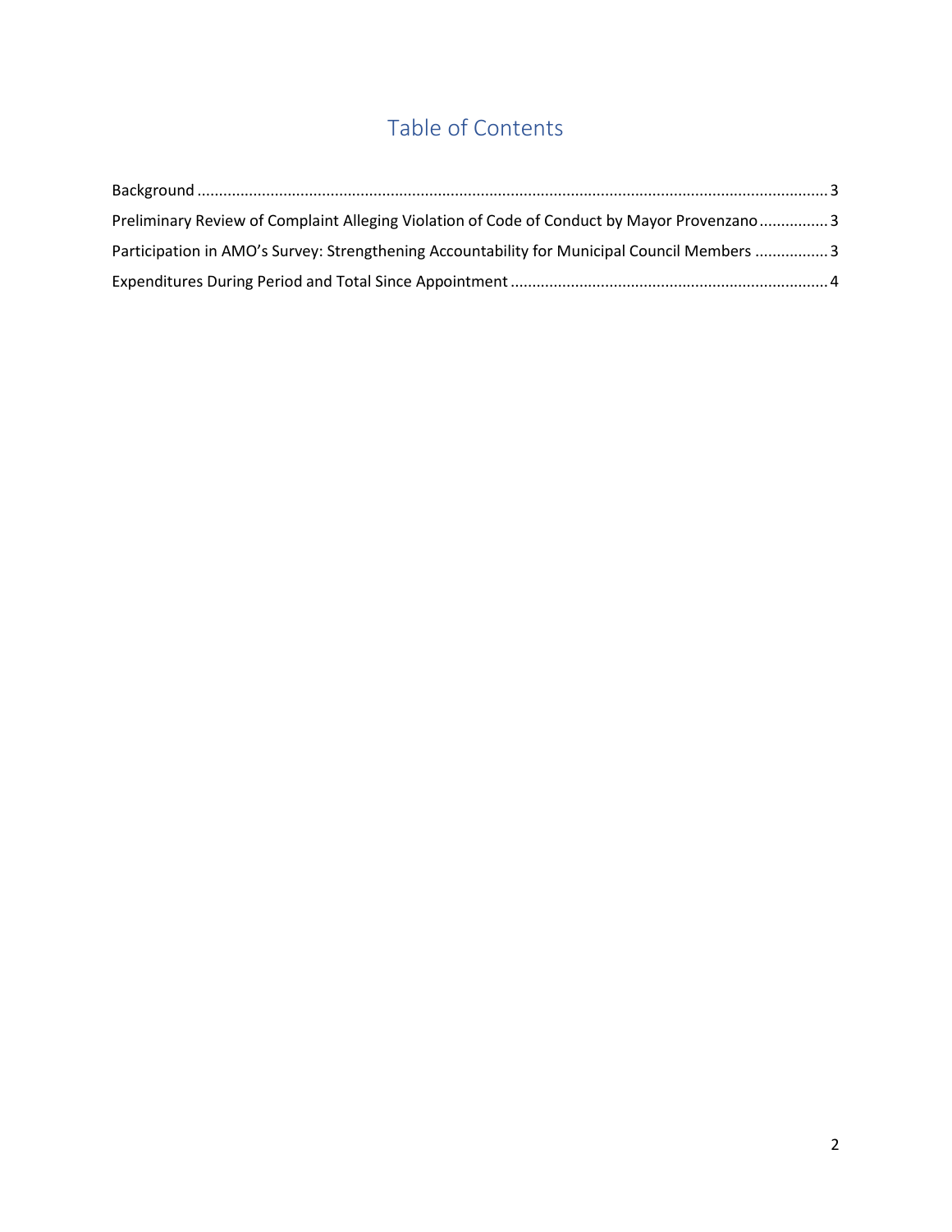# Table of Contents

Background ........................................................................................................................................ 3

Preliminary Review of Complaint Alleging Violation of Code of Conduct by Mayor Provenzano ................ 3

Participation in AMO's Survey: Strengthening Accountability for Municipal Council Members ................. 3

Expenditures During Period and Total Since Appointment ......................................................................... 4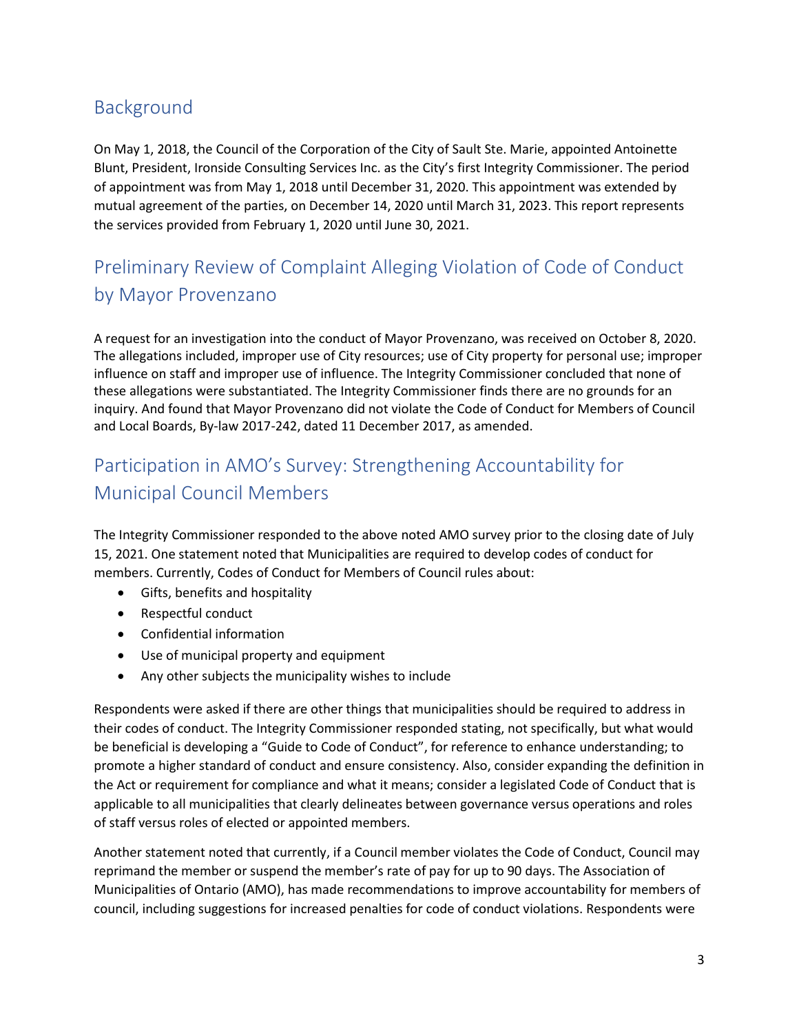## Background

On May 1, 2018, the Council of the Corporation of the City of Sault Ste. Marie, appointed Antoinette Blunt, President, Ironside Consulting Services Inc. as the City's first Integrity Commissioner. The period of appointment was from May 1, 2018 until December 31, 2020. This appointment was extended by mutual agreement of the parties, on December 14, 2020 until March 31, 2023. This report represents the services provided from February 1, 2020 until June 30, 2021.

## Preliminary Review of Complaint Alleging Violation of Code of Conduct by Mayor Provenzano

A request for an investigation into the conduct of Mayor Provenzano, was received on October 8, 2020. The allegations included, improper use of City resources; use of City property for personal use; improper influence on staff and improper use of influence. The Integrity Commissioner concluded that none of these allegations were substantiated. The Integrity Commissioner finds there are no grounds for an inquiry. And found that Mayor Provenzano did not violate the Code of Conduct for Members of Council and Local Boards, By-law 2017-242, dated 11 December 2017, as amended.

## Participation in AMO's Survey: Strengthening Accountability for Municipal Council Members

The Integrity Commissioner responded to the above noted AMO survey prior to the closing date of July 15, 2021. One statement noted that Municipalities are required to develop codes of conduct for members. Currently, Codes of Conduct for Members of Council rules about:

- Gifts, benefits and hospitality
- Respectful conduct
- Confidential information
- Use of municipal property and equipment
- Any other subjects the municipality wishes to include

Respondents were asked if there are other things that municipalities should be required to address in their codes of conduct. The Integrity Commissioner responded stating, not specifically, but what would be beneficial is developing a "Guide to Code of Conduct", for reference to enhance understanding; to promote a higher standard of conduct and ensure consistency. Also, consider expanding the definition in the Act or requirement for compliance and what it means; consider a legislated Code of Conduct that is applicable to all municipalities that clearly delineates between governance versus operations and roles of staff versus roles of elected or appointed members.

Another statement noted that currently, if a Council member violates the Code of Conduct, Council may reprimand the member or suspend the member's rate of pay for up to 90 days. The Association of Municipalities of Ontario (AMO), has made recommendations to improve accountability for members of council, including suggestions for increased penalties for code of conduct violations. Respondents were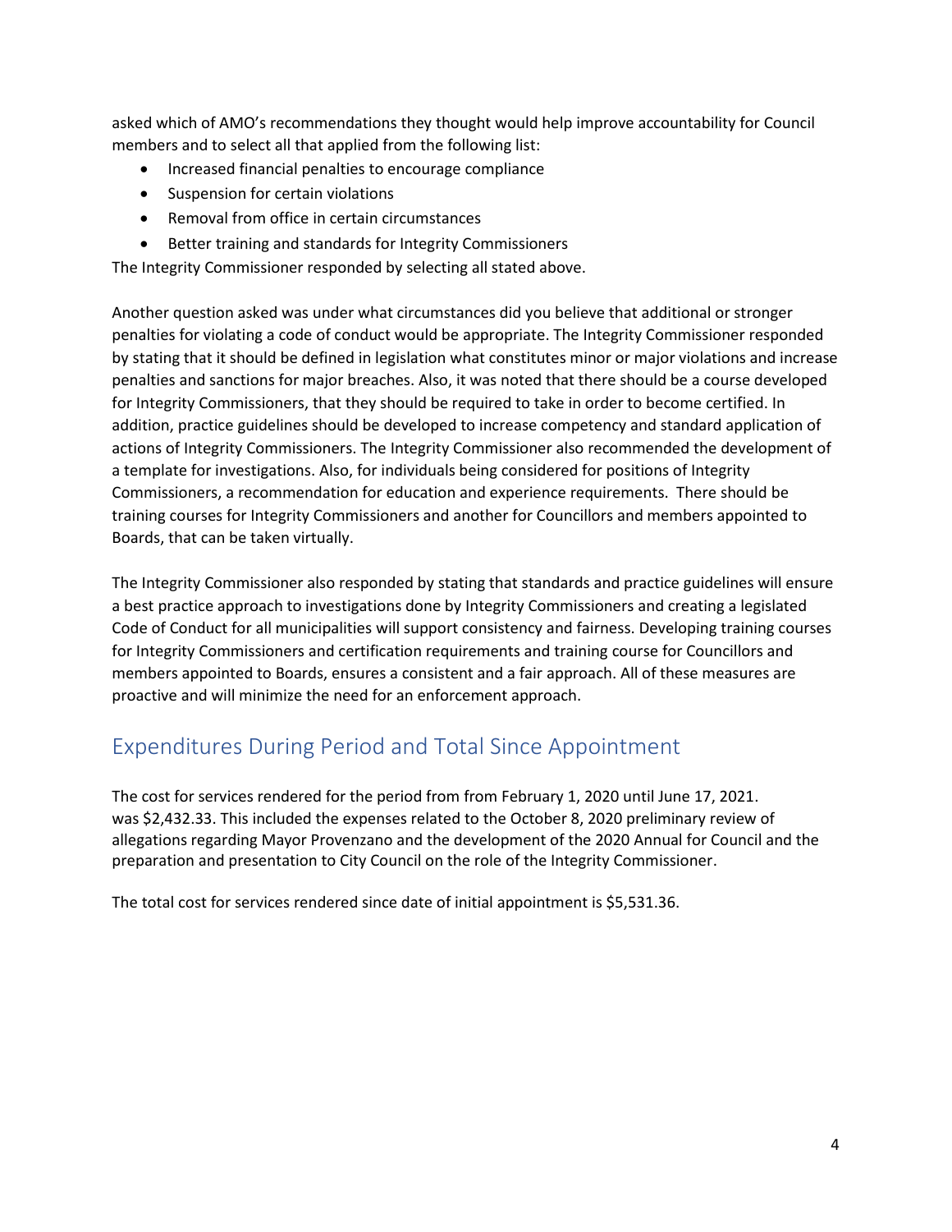asked which of AMO's recommendations they thought would help improve accountability for Council members and to select all that applied from the following list:

- Increased financial penalties to encourage compliance
- Suspension for certain violations
- Removal from office in certain circumstances
- Better training and standards for Integrity Commissioners

The Integrity Commissioner responded by selecting all stated above.

Another question asked was under what circumstances did you believe that additional or stronger penalties for violating a code of conduct would be appropriate. The Integrity Commissioner responded by stating that it should be defined in legislation what constitutes minor or major violations and increase penalties and sanctions for major breaches. Also, it was noted that there should be a course developed for Integrity Commissioners, that they should be required to take in order to become certified. In addition, practice guidelines should be developed to increase competency and standard application of actions of Integrity Commissioners. The Integrity Commissioner also recommended the development of a template for investigations. Also, for individuals being considered for positions of Integrity Commissioners, a recommendation for education and experience requirements. There should be training courses for Integrity Commissioners and another for Councillors and members appointed to Boards, that can be taken virtually.

The Integrity Commissioner also responded by stating that standards and practice guidelines will ensure a best practice approach to investigations done by Integrity Commissioners and creating a legislated Code of Conduct for all municipalities will support consistency and fairness. Developing training courses for Integrity Commissioners and certification requirements and training course for Councillors and members appointed to Boards, ensures a consistent and a fair approach. All of these measures are proactive and will minimize the need for an enforcement approach.

## Expenditures During Period and Total Since Appointment

The cost for services rendered for the period from from February 1, 2020 until June 17, 2021. was $2,432.33. This included the expenses related to the October 8, 2020 preliminary review of allegations regarding Mayor Provenzano and the development of the 2020 Annual for Council and the preparation and presentation to City Council on the role of the Integrity Commissioner.

The total cost for services rendered since date of initial appointment is $5,531.36.